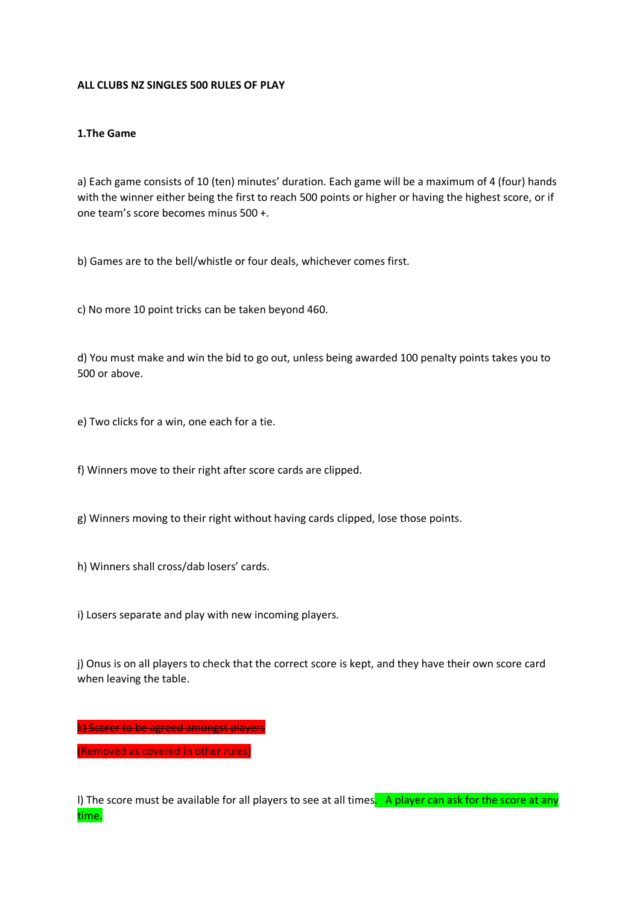**ALL CLUBS NZ SINGLES 500 RULES OF PLAY**

**1.The Game**

a) Each game consists of 10 (ten) minutes' duration. Each game will be a maximum of 4 (four) hands with the winner either being the first to reach 500 points or higher or having the highest score, or if one team's score becomes minus 500 +.

b) Games are to the bell/whistle or four deals, whichever comes first.

c) No more 10 point tricks can be taken beyond 460.

d) You must make and win the bid to go out, unless being awarded 100 penalty points takes you to 500 or above.

e) Two clicks for a win, one each for a tie.

f) Winners move to their right after score cards are clipped.

g) Winners moving to their right without having cards clipped, lose those points.

h) Winners shall cross/dab losers' cards.

i) Losers separate and play with new incoming players.

j) Onus is on all players to check that the correct score is kept, and they have their own score card when leaving the table.

~~k) Scorer to be agreed amongst players~~

(Removed as covered in other rules)

l) The score must be available for all players to see at all times. A player can ask for the score at any time.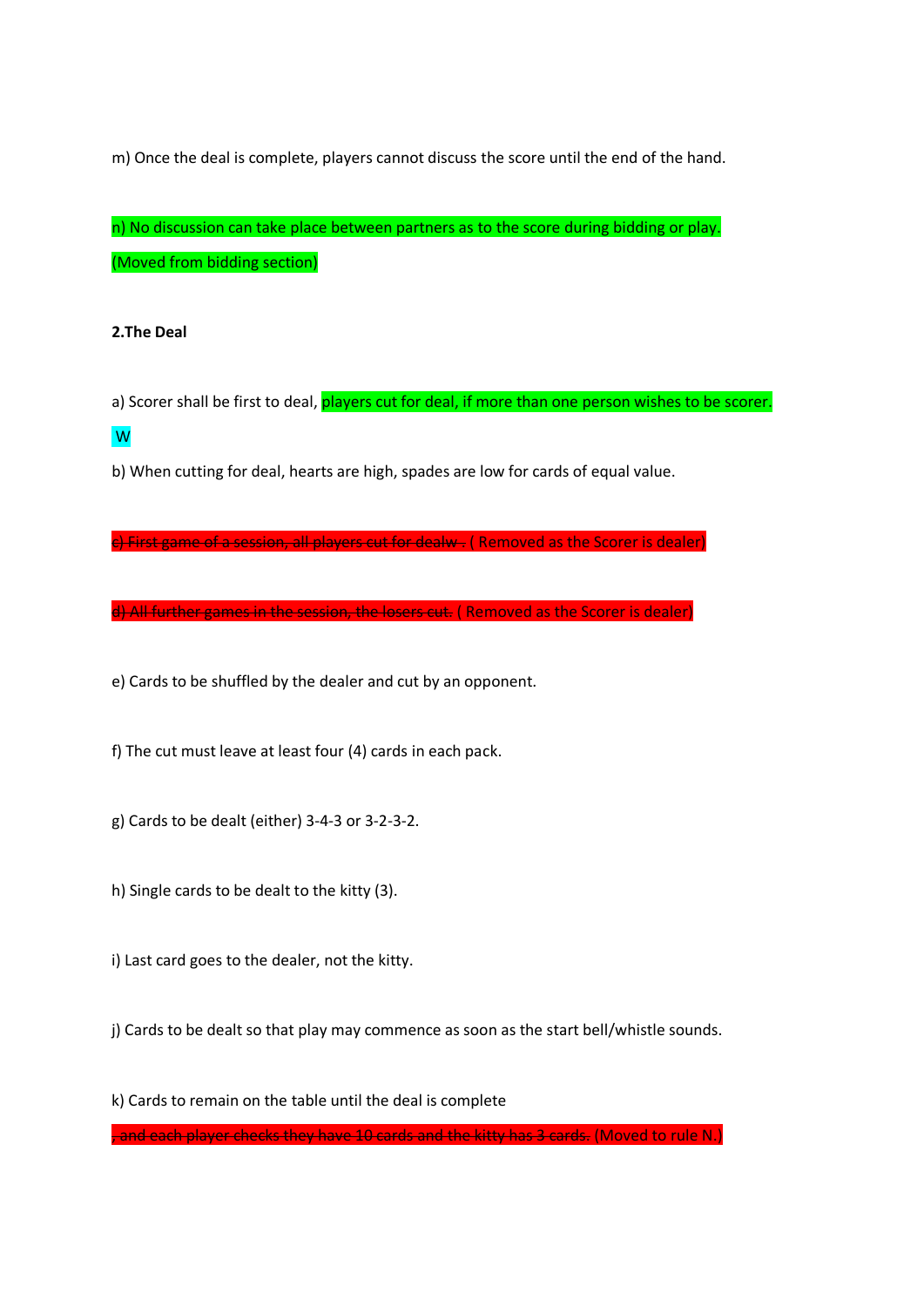m) Once the deal is complete, players cannot discuss the score until the end of the hand.

n) No discussion can take place between partners as to the score during bidding or play.

(Moved from bidding section)

**2.The Deal**

a) Scorer shall be first to deal, players cut for deal, if more than one person wishes to be scorer.

W

b) When cutting for deal, hearts are high, spades are low for cards of equal value.

~~c) First game of a session, all players cut for dealw .~~ ( Removed as the Scorer is dealer)

~~d) All further games in the session, the losers cut.~~ ( Removed as the Scorer is dealer)

e) Cards to be shuffled by the dealer and cut by an opponent.

f) The cut must leave at least four (4) cards in each pack.

g) Cards to be dealt (either) 3-4-3 or 3-2-3-2.

h) Single cards to be dealt to the kitty (3).

i) Last card goes to the dealer, not the kitty.

j) Cards to be dealt so that play may commence as soon as the start bell/whistle sounds.

k) Cards to remain on the table until the deal is complete

~~, and each player checks they have 10 cards and the kitty has 3 cards.~~ (Moved to rule N.)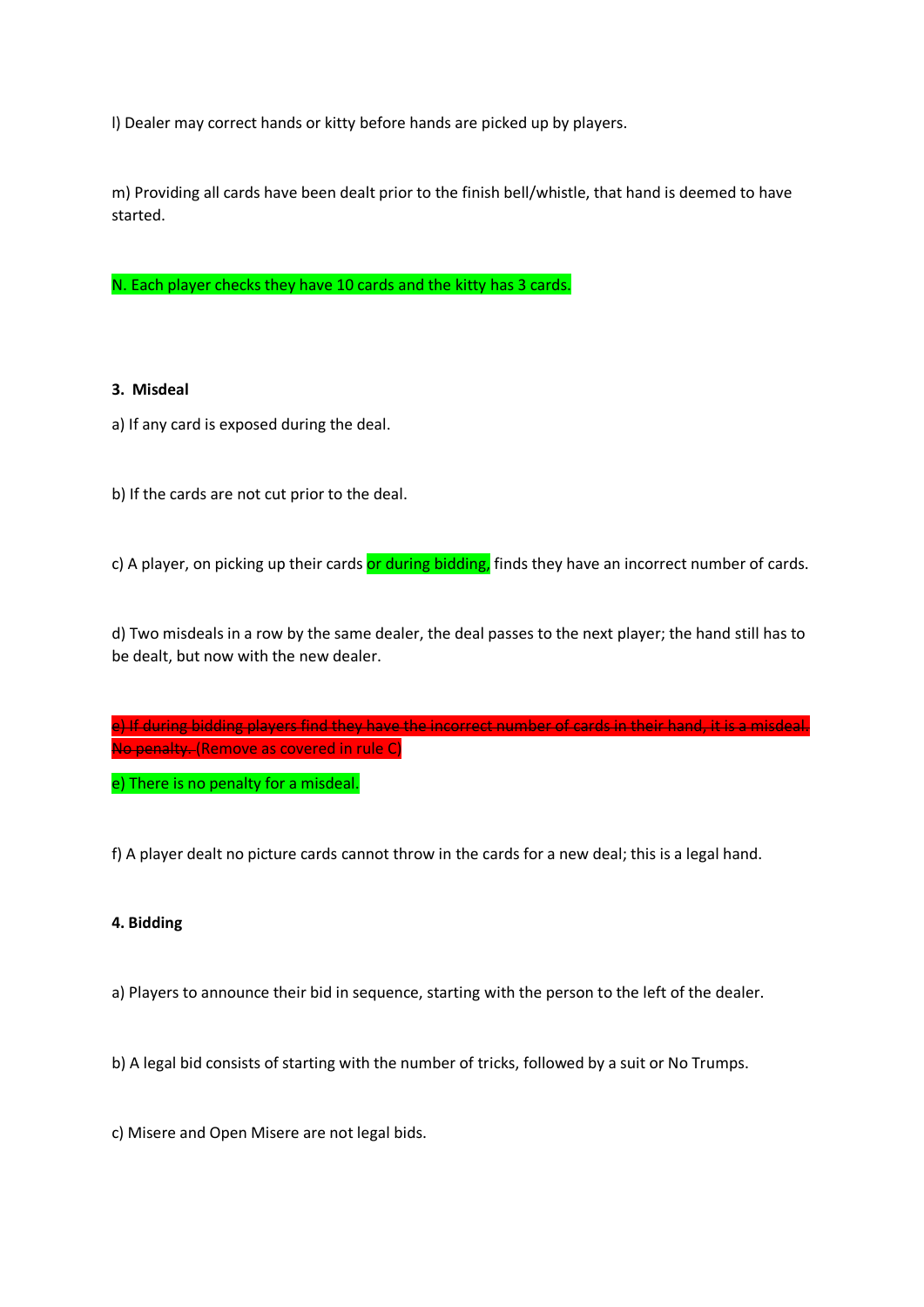l) Dealer may correct hands or kitty before hands are picked up by players.

m) Providing all cards have been dealt prior to the finish bell/whistle, that hand is deemed to have started.

N. Each player checks they have 10 cards and the kitty has 3 cards.

**3. Misdeal**

a) If any card is exposed during the deal.

b) If the cards are not cut prior to the deal.

c) A player, on picking up their cards or during bidding, finds they have an incorrect number of cards.

d) Two misdeals in a row by the same dealer, the deal passes to the next player; the hand still has to be dealt, but now with the new dealer.

~~e) If during bidding players find they have the incorrect number of cards in their hand, it is a misdeal. No penalty.~~ (Remove as covered in rule C)

e) There is no penalty for a misdeal.

f) A player dealt no picture cards cannot throw in the cards for a new deal; this is a legal hand.

**4. Bidding**

a) Players to announce their bid in sequence, starting with the person to the left of the dealer.

b) A legal bid consists of starting with the number of tricks, followed by a suit or No Trumps.

c) Misere and Open Misere are not legal bids.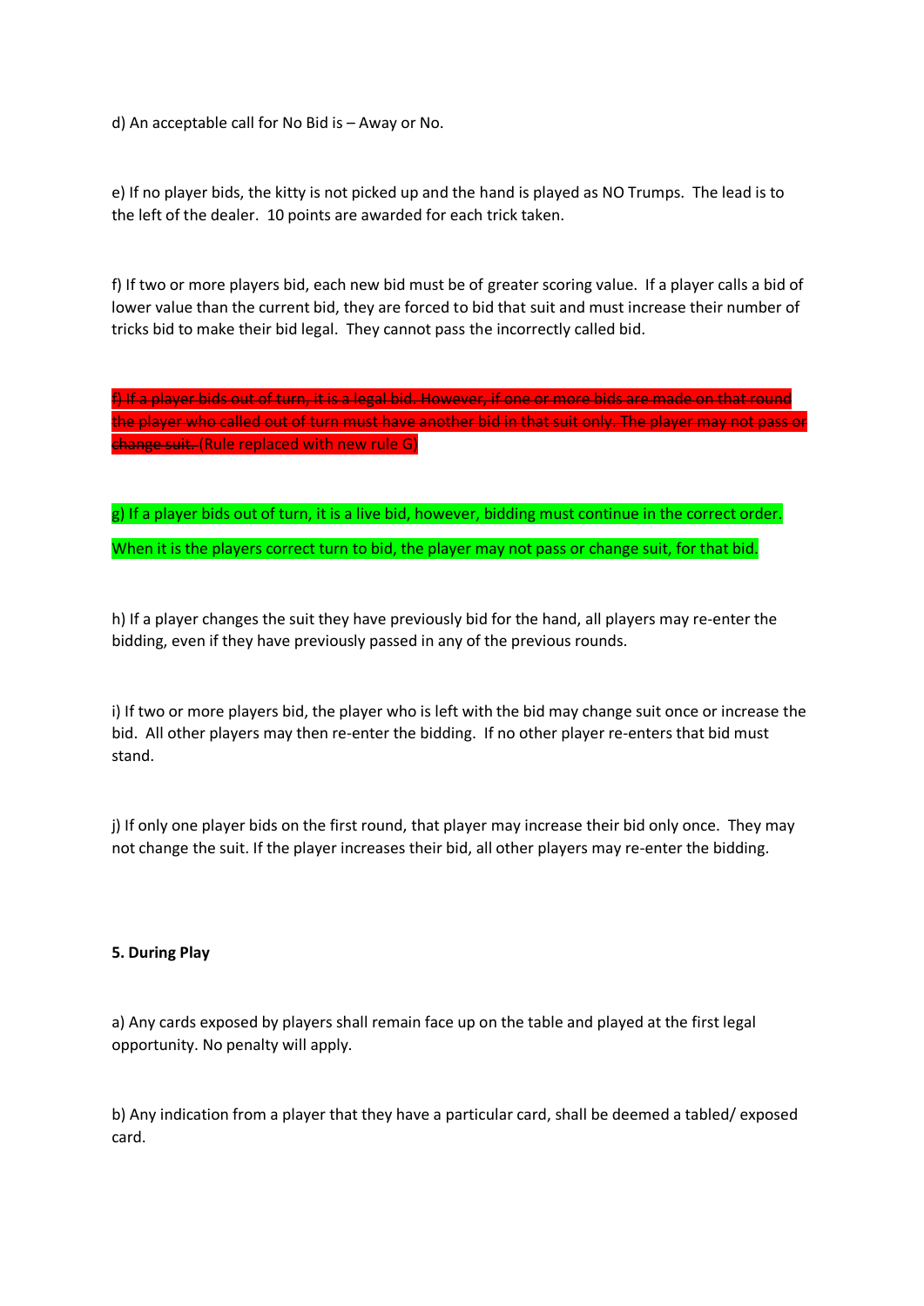d) An acceptable call for No Bid is – Away or No.

e) If no player bids, the kitty is not picked up and the hand is played as NO Trumps. The lead is to the left of the dealer. 10 points are awarded for each trick taken.

f) If two or more players bid, each new bid must be of greater scoring value. If a player calls a bid of lower value than the current bid, they are forced to bid that suit and must increase their number of tricks bid to make their bid legal. They cannot pass the incorrectly called bid.

~~f) If a player bids out of turn, it is a legal bid. However, if one or more bids are made on that round the player who called out of turn must have another bid in that suit only. The player may not pass or change suit.~~ (Rule replaced with new rule G)

g) If a player bids out of turn, it is a live bid, however, bidding must continue in the correct order.

When it is the players correct turn to bid, the player may not pass or change suit, for that bid.

h) If a player changes the suit they have previously bid for the hand, all players may re-enter the bidding, even if they have previously passed in any of the previous rounds.

i) If two or more players bid, the player who is left with the bid may change suit once or increase the bid. All other players may then re-enter the bidding. If no other player re-enters that bid must stand.

j) If only one player bids on the first round, that player may increase their bid only once. They may not change the suit. If the player increases their bid, all other players may re-enter the bidding.

**5. During Play**

a) Any cards exposed by players shall remain face up on the table and played at the first legal opportunity. No penalty will apply.

b) Any indication from a player that they have a particular card, shall be deemed a tabled/ exposed card.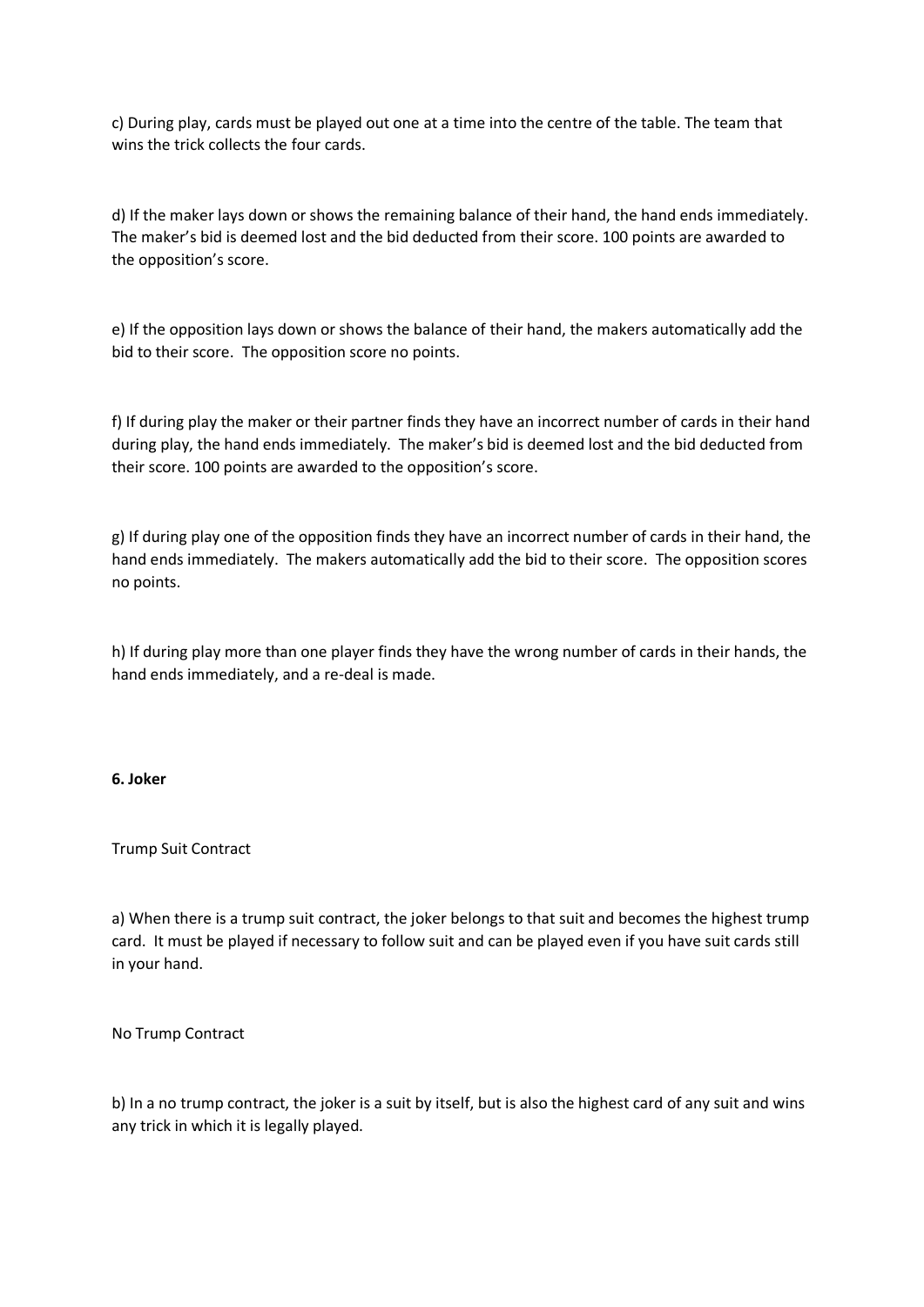c) During play, cards must be played out one at a time into the centre of the table. The team that wins the trick collects the four cards.

d) If the maker lays down or shows the remaining balance of their hand, the hand ends immediately. The maker's bid is deemed lost and the bid deducted from their score. 100 points are awarded to the opposition's score.

e) If the opposition lays down or shows the balance of their hand, the makers automatically add the bid to their score. The opposition score no points.

f) If during play the maker or their partner finds they have an incorrect number of cards in their hand during play, the hand ends immediately. The maker's bid is deemed lost and the bid deducted from their score. 100 points are awarded to the opposition's score.

g) If during play one of the opposition finds they have an incorrect number of cards in their hand, the hand ends immediately. The makers automatically add the bid to their score. The opposition scores no points.

h) If during play more than one player finds they have the wrong number of cards in their hands, the hand ends immediately, and a re-deal is made.

**6. Joker**

Trump Suit Contract

a) When there is a trump suit contract, the joker belongs to that suit and becomes the highest trump card. It must be played if necessary to follow suit and can be played even if you have suit cards still in your hand.

No Trump Contract

b) In a no trump contract, the joker is a suit by itself, but is also the highest card of any suit and wins any trick in which it is legally played.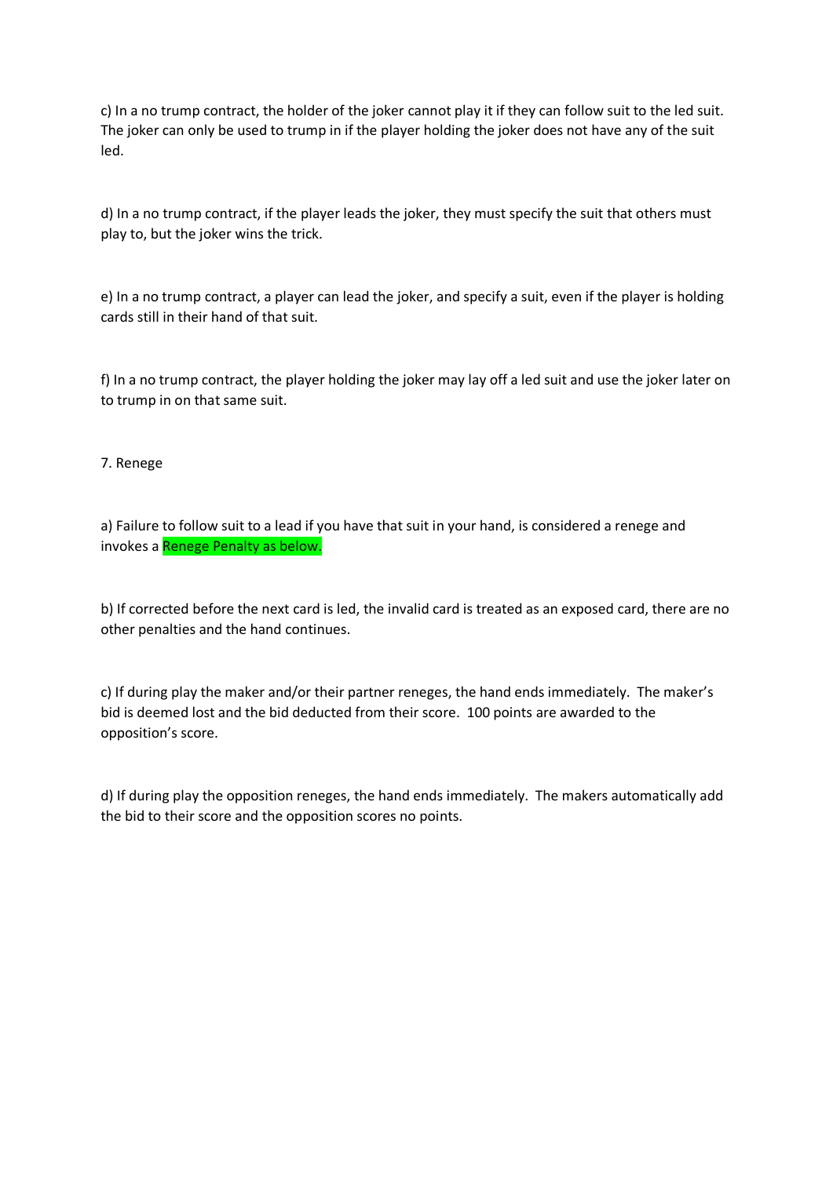c) In a no trump contract, the holder of the joker cannot play it if they can follow suit to the led suit. The joker can only be used to trump in if the player holding the joker does not have any of the suit led.

d) In a no trump contract, if the player leads the joker, they must specify the suit that others must play to, but the joker wins the trick.

e) In a no trump contract, a player can lead the joker, and specify a suit, even if the player is holding cards still in their hand of that suit.

f) In a no trump contract, the player holding the joker may lay off a led suit and use the joker later on to trump in on that same suit.

7. Renege

a) Failure to follow suit to a lead if you have that suit in your hand, is considered a renege and invokes a Renege Penalty as below.

b) If corrected before the next card is led, the invalid card is treated as an exposed card, there are no other penalties and the hand continues.

c) If during play the maker and/or their partner reneges, the hand ends immediately. The maker's bid is deemed lost and the bid deducted from their score. 100 points are awarded to the opposition's score.

d) If during play the opposition reneges, the hand ends immediately. The makers automatically add the bid to their score and the opposition scores no points.